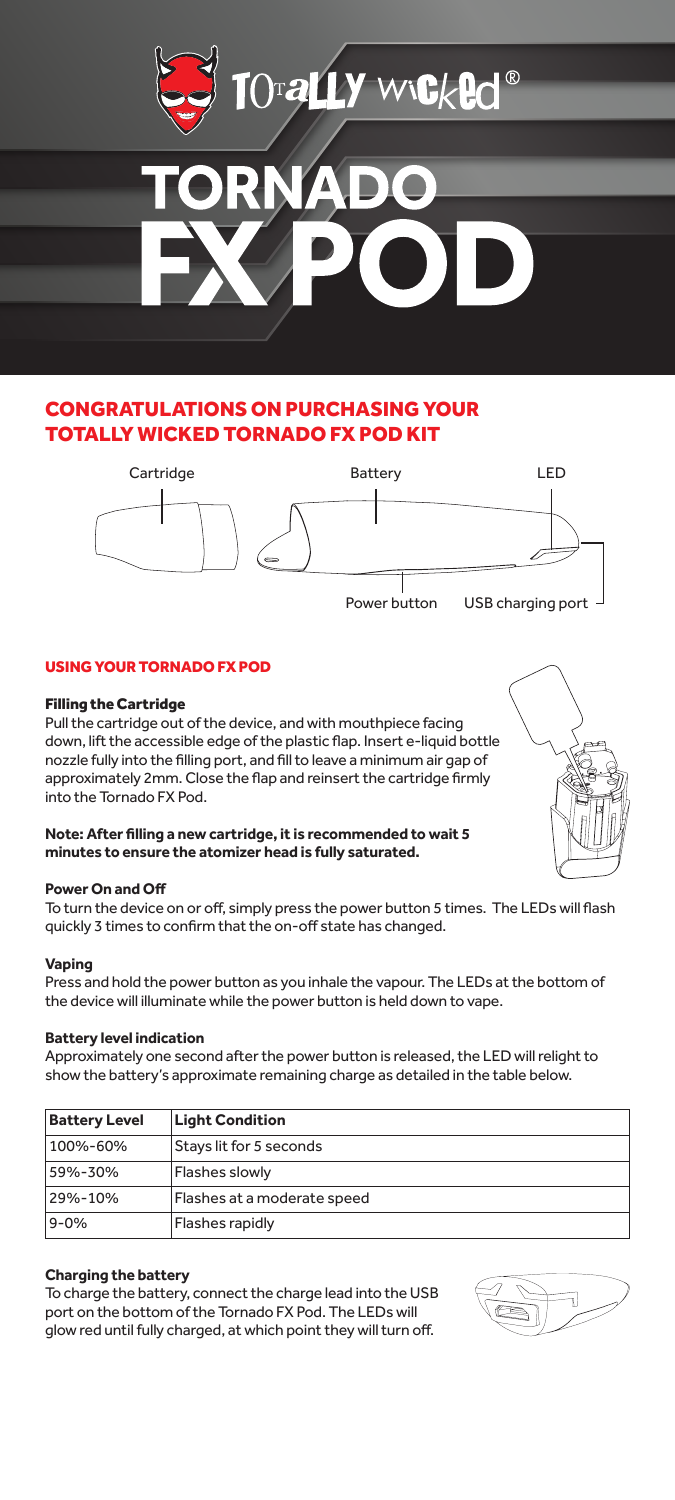# TOTALLY WICKED®

# TORNADO FX POD

## CONGRATULATIONS ON PURCHASING YOUR TOTALLY WICKED TORNADO FX POD KIT

Cartridge | Battery | LED | Power button | USB charging port

### USING YOUR TORNADO FX POD

#### Filling the Cartridge

Pull the cartridge out of the device, and with mouthpiece facing down, lift the accessible edge of the plastic flap. Insert e-liquid bottle nozzle fully into the filling port, and fill to leave a minimum air gap of approximately 2mm. Close the flap and reinsert the cartridge firmly into the Tornado FX Pod.

**Note: After filling a new cartridge, it is recommended to wait 5 minutes to ensure the atomizer head is fully saturated.**

#### Power On and Off

To turn the device on or off, simply press the power button 5 times. The LEDs will flash quickly 3 times to confirm that the on-off state has changed.

#### Vaping

Press and hold the power button as you inhale the vapour. The LEDs at the bottom of the device will illuminate while the power button is held down to vape.

#### Battery level indication

Approximately one second after the power button is released, the LED will relight to show the battery's approximate remaining charge as detailed in the table below.

| Battery Level | Light Condition |
| --- | --- |
| 100%-60% | Stays lit for 5 seconds |
| 59%-30% | Flashes slowly |
| 29%-10% | Flashes at a moderate speed |
| 9-0% | Flashes rapidly |

#### Charging the battery

To charge the battery, connect the charge lead into the USB port on the bottom of the Tornado FX Pod. The LEDs will glow red until fully charged, at which point they will turn off.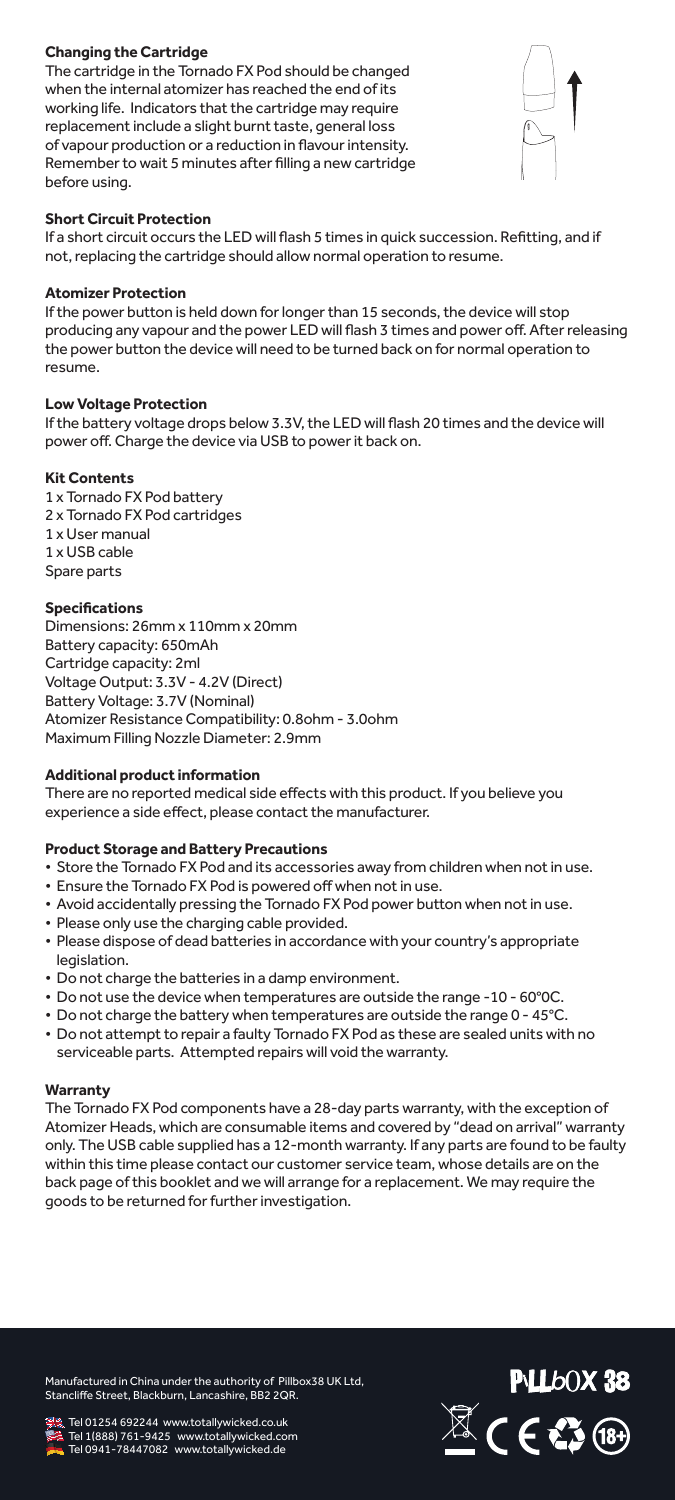**Changing the Cartridge**

The cartridge in the Tornado FX Pod should be changed when the internal atomizer has reached the end of its working life. Indicators that the cartridge may require replacement include a slight burnt taste, general loss of vapour production or a reduction in flavour intensity. Remember to wait 5 minutes after filling a new cartridge before using.

**Short Circuit Protection**

If a short circuit occurs the LED will flash 5 times in quick succession. Refitting, and if not, replacing the cartridge should allow normal operation to resume.

**Atomizer Protection**

If the power button is held down for longer than 15 seconds, the device will stop producing any vapour and the power LED will flash 3 times and power off. After releasing the power button the device will need to be turned back on for normal operation to resume.

**Low Voltage Protection**

If the battery voltage drops below 3.3V, the LED will flash 20 times and the device will power off. Charge the device via USB to power it back on.

**Kit Contents**

1 x Tornado FX Pod battery
2 x Tornado FX Pod cartridges
1 x User manual
1 x USB cable
Spare parts

**Specifications**

Dimensions: 26mm x 110mm x 20mm
Battery capacity: 650mAh
Cartridge capacity: 2ml
Voltage Output: 3.3V - 4.2V (Direct)
Battery Voltage: 3.7V (Nominal)
Atomizer Resistance Compatibility: 0.8ohm - 3.0ohm
Maximum Filling Nozzle Diameter: 2.9mm

**Additional product information**

There are no reported medical side effects with this product. If you believe you experience a side effect, please contact the manufacturer.

**Product Storage and Battery Precautions**

- Store the Tornado FX Pod and its accessories away from children when not in use.
- Ensure the Tornado FX Pod is powered off when not in use.
- Avoid accidentally pressing the Tornado FX Pod power button when not in use.
- Please only use the charging cable provided.
- Please dispose of dead batteries in accordance with your country's appropriate legislation.
- Do not charge the batteries in a damp environment.
- Do not use the device when temperatures are outside the range -10 - 60°0C.
- Do not charge the battery when temperatures are outside the range 0 - 45°C.
- Do not attempt to repair a faulty Tornado FX Pod as these are sealed units with no serviceable parts. Attempted repairs will void the warranty.

**Warranty**

The Tornado FX Pod components have a 28-day parts warranty, with the exception of Atomizer Heads, which are consumable items and covered by "dead on arrival" warranty only. The USB cable supplied has a 12-month warranty. If any parts are found to be faulty within this time please contact our customer service team, whose details are on the back page of this booklet and we will arrange for a replacement. We may require the goods to be returned for further investigation.

Manufactured in China under the authority of Pillbox38 UK Ltd, Stancliffe Street, Blackburn, Lancashire, BB2 2QR.

Tel 01254 692244 www.totallywicked.co.uk
Tel 1(888) 761-9425 www.totallywicked.com
Tel 0941-78447082 www.totallywicked.de

PILLBOX 38